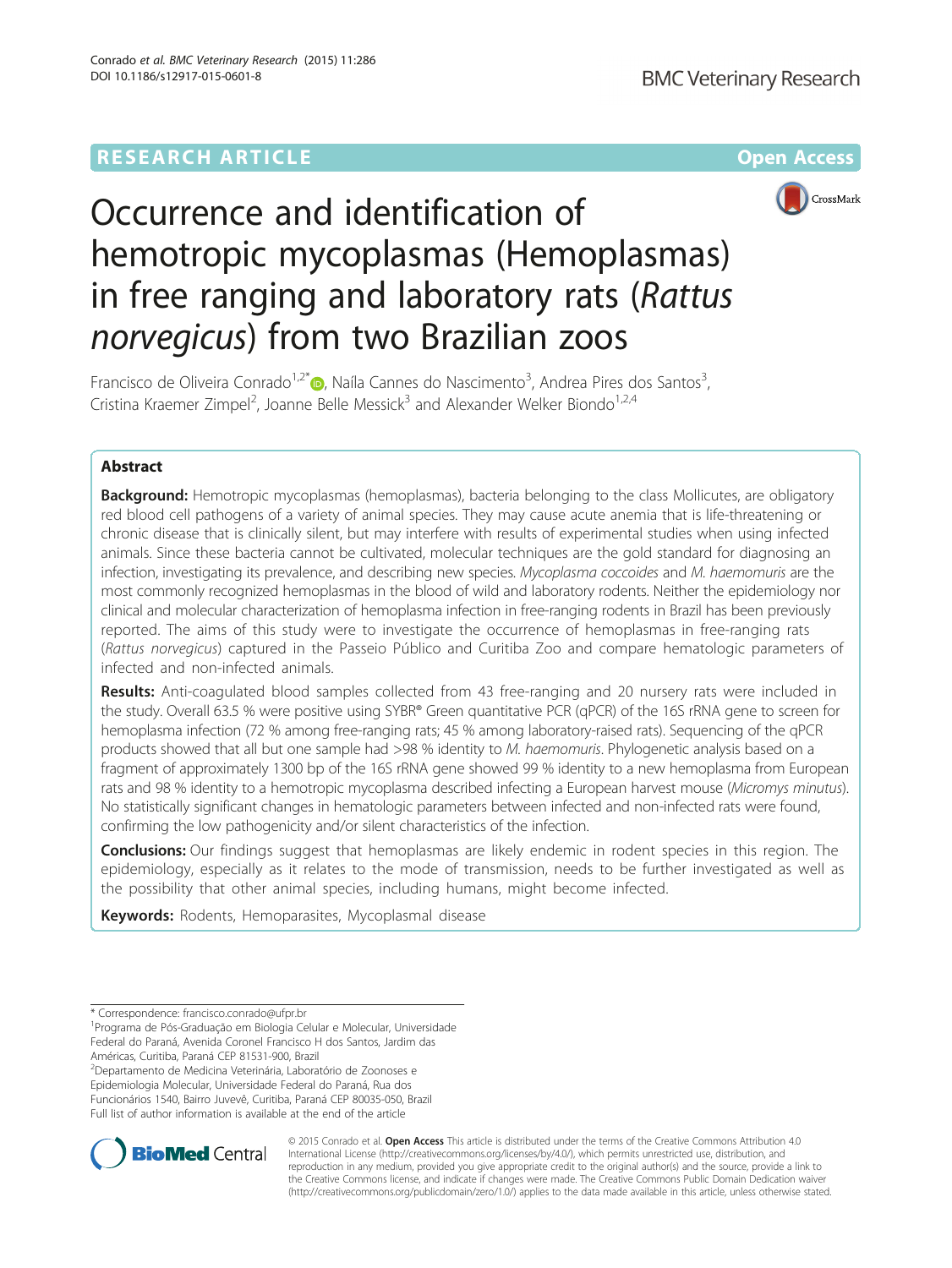RESEARCH ARTICLE

Open Access

# Occurrence and identification of hemotropic mycoplasmas (Hemoplasmas) in free ranging and laboratory rats (*Rattus norvegicus*) from two Brazilian zoos

Francisco de Oliveira Conrado[1,2*], Naíla Cannes do Nascimento[3], Andrea Pires dos Santos[3], Cristina Kraemer Zimpel[2], Joanne Belle Messick[3] and Alexander Welker Biondo[1,2,4]

## Abstract

**Background:** Hemotropic mycoplasmas (hemoplasmas), bacteria belonging to the class Mollicutes, are obligatory red blood cell pathogens of a variety of animal species. They may cause acute anemia that is life-threatening or chronic disease that is clinically silent, but may interfere with results of experimental studies when using infected animals. Since these bacteria cannot be cultivated, molecular techniques are the gold standard for diagnosing an infection, investigating its prevalence, and describing new species. *Mycoplasma coccoides* and *M. haemomuris* are the most commonly recognized hemoplasmas in the blood of wild and laboratory rodents. Neither the epidemiology nor clinical and molecular characterization of hemoplasma infection in free-ranging rodents in Brazil has been previously reported. The aims of this study were to investigate the occurrence of hemoplasmas in free-ranging rats (*Rattus norvegicus*) captured in the Passeio Público and Curitiba Zoo and compare hematologic parameters of infected and non-infected animals.

**Results:** Anti-coagulated blood samples collected from 43 free-ranging and 20 nursery rats were included in the study. Overall 63.5 % were positive using SYBR® Green quantitative PCR (qPCR) of the 16S rRNA gene to screen for hemoplasma infection (72 % among free-ranging rats; 45 % among laboratory-raised rats). Sequencing of the qPCR products showed that all but one sample had >98 % identity to *M. haemomuris*. Phylogenetic analysis based on a fragment of approximately 1300 bp of the 16S rRNA gene showed 99 % identity to a new hemoplasma from European rats and 98 % identity to a hemotropic mycoplasma described infecting a European harvest mouse (*Micromys minutus*). No statistically significant changes in hematologic parameters between infected and non-infected rats were found, confirming the low pathogenicity and/or silent characteristics of the infection.

**Conclusions:** Our findings suggest that hemoplasmas are likely endemic in rodent species in this region. The epidemiology, especially as it relates to the mode of transmission, needs to be further investigated as well as the possibility that other animal species, including humans, might become infected.

**Keywords:** Rodents, Hemoparasites, Mycoplasmal disease

---

\* Correspondence: francisco.conrado@ufpr.br
[1]Programa de Pós-Graduação em Biologia Celular e Molecular, Universidade Federal do Paraná, Avenida Coronel Francisco H dos Santos, Jardim das Américas, Curitiba, Paraná CEP 81531-900, Brazil
[2]Departamento de Medicina Veterinária, Laboratório de Zoonoses e Epidemiologia Molecular, Universidade Federal do Paraná, Rua dos Funcionários 1540, Bairro Juvevê, Curitiba, Paraná CEP 80035-050, Brazil
Full list of author information is available at the end of the article

© 2015 Conrado et al. **Open Access** This article is distributed under the terms of the Creative Commons Attribution 4.0 International License (http://creativecommons.org/licenses/by/4.0/), which permits unrestricted use, distribution, and reproduction in any medium, provided you give appropriate credit to the original author(s) and the source, provide a link to the Creative Commons license, and indicate if changes were made. The Creative Commons Public Domain Dedication waiver (http://creativecommons.org/publicdomain/zero/1.0/) applies to the data made available in this article, unless otherwise stated.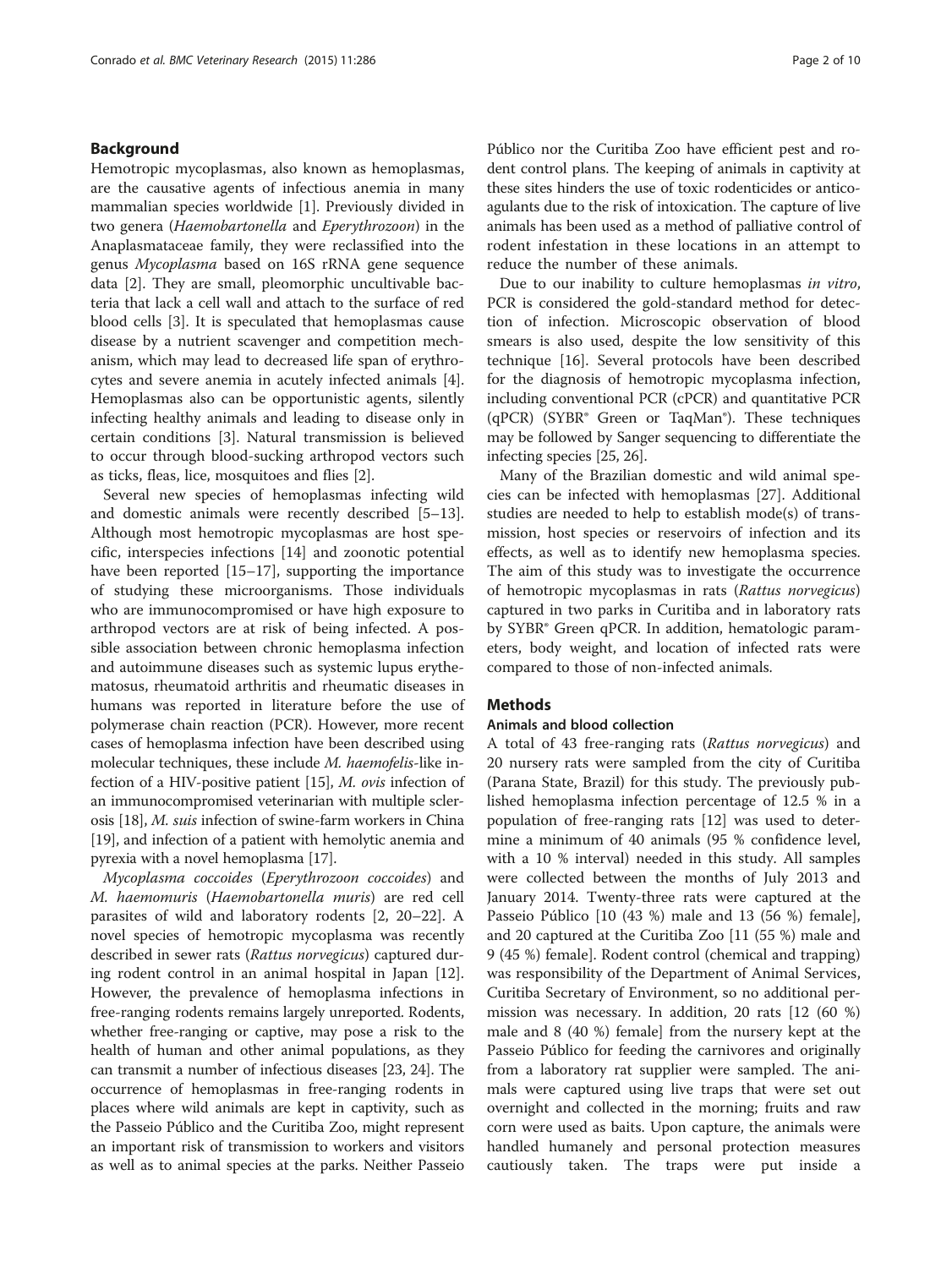## Background

Hemotropic mycoplasmas, also known as hemoplasmas, are the causative agents of infectious anemia in many mammalian species worldwide [1]. Previously divided in two genera (*Haemobartonella* and *Eperythrozoon*) in the Anaplasmataceae family, they were reclassified into the genus *Mycoplasma* based on 16S rRNA gene sequence data [2]. They are small, pleomorphic uncultivable bacteria that lack a cell wall and attach to the surface of red blood cells [3]. It is speculated that hemoplasmas cause disease by a nutrient scavenger and competition mechanism, which may lead to decreased life span of erythrocytes and severe anemia in acutely infected animals [4]. Hemoplasmas also can be opportunistic agents, silently infecting healthy animals and leading to disease only in certain conditions [3]. Natural transmission is believed to occur through blood-sucking arthropod vectors such as ticks, fleas, lice, mosquitoes and flies [2].

Several new species of hemoplasmas infecting wild and domestic animals were recently described [5–13]. Although most hemotropic mycoplasmas are host specific, interspecies infections [14] and zoonotic potential have been reported [15–17], supporting the importance of studying these microorganisms. Those individuals who are immunocompromised or have high exposure to arthropod vectors are at risk of being infected. A possible association between chronic hemoplasma infection and autoimmune diseases such as systemic lupus erythematosus, rheumatoid arthritis and rheumatic diseases in humans was reported in literature before the use of polymerase chain reaction (PCR). However, more recent cases of hemoplasma infection have been described using molecular techniques, these include *M. haemofelis*-like infection of a HIV-positive patient [15], *M. ovis* infection of an immunocompromised veterinarian with multiple sclerosis [18], *M. suis* infection of swine-farm workers in China [19], and infection of a patient with hemolytic anemia and pyrexia with a novel hemoplasma [17].

*Mycoplasma coccoides* (*Eperythrozoon coccoides*) and *M. haemomuris* (*Haemobartonella muris*) are red cell parasites of wild and laboratory rodents [2, 20–22]. A novel species of hemotropic mycoplasma was recently described in sewer rats (*Rattus norvegicus*) captured during rodent control in an animal hospital in Japan [12]. However, the prevalence of hemoplasma infections in free-ranging rodents remains largely unreported. Rodents, whether free-ranging or captive, may pose a risk to the health of human and other animal populations, as they can transmit a number of infectious diseases [23, 24]. The occurrence of hemoplasmas in free-ranging rodents in places where wild animals are kept in captivity, such as the Passeio Público and the Curitiba Zoo, might represent an important risk of transmission to workers and visitors as well as to animal species at the parks. Neither Passeio Público nor the Curitiba Zoo have efficient pest and rodent control plans. The keeping of animals in captivity at these sites hinders the use of toxic rodenticides or anticoagulants due to the risk of intoxication. The capture of live animals has been used as a method of palliative control of rodent infestation in these locations in an attempt to reduce the number of these animals.

Due to our inability to culture hemoplasmas *in vitro*, PCR is considered the gold-standard method for detection of infection. Microscopic observation of blood smears is also used, despite the low sensitivity of this technique [16]. Several protocols have been described for the diagnosis of hemotropic mycoplasma infection, including conventional PCR (cPCR) and quantitative PCR (qPCR) (SYBR® Green or TaqMan®). These techniques may be followed by Sanger sequencing to differentiate the infecting species [25, 26].

Many of the Brazilian domestic and wild animal species can be infected with hemoplasmas [27]. Additional studies are needed to help to establish mode(s) of transmission, host species or reservoirs of infection and its effects, as well as to identify new hemoplasma species. The aim of this study was to investigate the occurrence of hemotropic mycoplasmas in rats (*Rattus norvegicus*) captured in two parks in Curitiba and in laboratory rats by SYBR® Green qPCR. In addition, hematologic parameters, body weight, and location of infected rats were compared to those of non-infected animals.

## Methods

### Animals and blood collection

A total of 43 free-ranging rats (*Rattus norvegicus*) and 20 nursery rats were sampled from the city of Curitiba (Parana State, Brazil) for this study. The previously published hemoplasma infection percentage of 12.5 % in a population of free-ranging rats [12] was used to determine a minimum of 40 animals (95 % confidence level, with a 10 % interval) needed in this study. All samples were collected between the months of July 2013 and January 2014. Twenty-three rats were captured at the Passeio Público [10 (43 %) male and 13 (56 %) female], and 20 captured at the Curitiba Zoo [11 (55 %) male and 9 (45 %) female]. Rodent control (chemical and trapping) was responsibility of the Department of Animal Services, Curitiba Secretary of Environment, so no additional permission was necessary. In addition, 20 rats [12 (60 %) male and 8 (40 %) female] from the nursery kept at the Passeio Público for feeding the carnivores and originally from a laboratory rat supplier were sampled. The animals were captured using live traps that were set out overnight and collected in the morning; fruits and raw corn were used as baits. Upon capture, the animals were handled humanely and personal protection measures cautiously taken. The traps were put inside a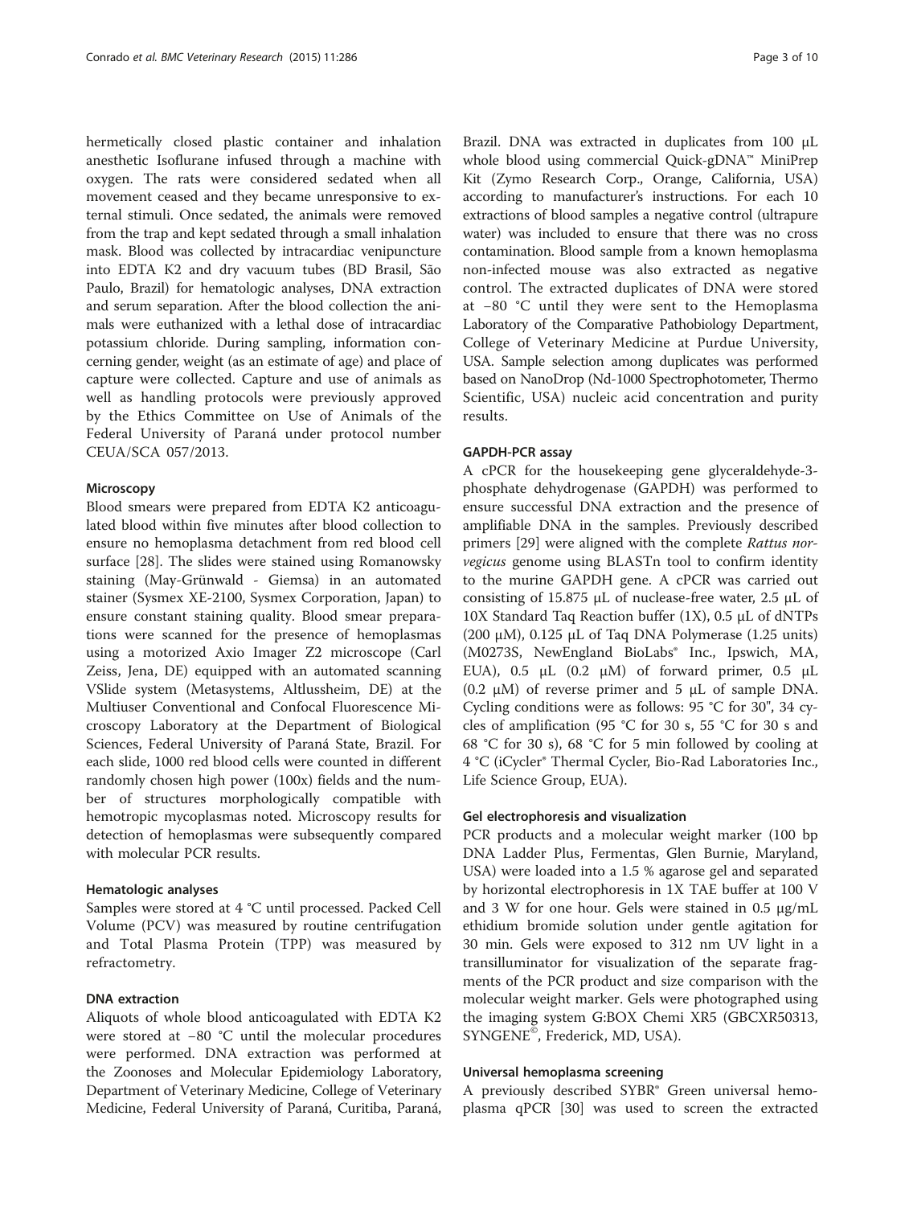hermetically closed plastic container and inhalation anesthetic Isoflurane infused through a machine with oxygen. The rats were considered sedated when all movement ceased and they became unresponsive to external stimuli. Once sedated, the animals were removed from the trap and kept sedated through a small inhalation mask. Blood was collected by intracardiac venipuncture into EDTA K2 and dry vacuum tubes (BD Brasil, São Paulo, Brazil) for hematologic analyses, DNA extraction and serum separation. After the blood collection the animals were euthanized with a lethal dose of intracardiac potassium chloride. During sampling, information concerning gender, weight (as an estimate of age) and place of capture were collected. Capture and use of animals as well as handling protocols were previously approved by the Ethics Committee on Use of Animals of the Federal University of Paraná under protocol number CEUA/SCA 057/2013.

#### Microscopy

Blood smears were prepared from EDTA K2 anticoagulated blood within five minutes after blood collection to ensure no hemoplasma detachment from red blood cell surface [28]. The slides were stained using Romanowsky staining (May-Grünwald - Giemsa) in an automated stainer (Sysmex XE-2100, Sysmex Corporation, Japan) to ensure constant staining quality. Blood smear preparations were scanned for the presence of hemoplasmas using a motorized Axio Imager Z2 microscope (Carl Zeiss, Jena, DE) equipped with an automated scanning VSlide system (Metasystems, Altlussheim, DE) at the Multiuser Conventional and Confocal Fluorescence Microscopy Laboratory at the Department of Biological Sciences, Federal University of Paraná State, Brazil. For each slide, 1000 red blood cells were counted in different randomly chosen high power (100x) fields and the number of structures morphologically compatible with hemotropic mycoplasmas noted. Microscopy results for detection of hemoplasmas were subsequently compared with molecular PCR results.

#### Hematologic analyses

Samples were stored at 4 °C until processed. Packed Cell Volume (PCV) was measured by routine centrifugation and Total Plasma Protein (TPP) was measured by refractometry.

#### DNA extraction

Aliquots of whole blood anticoagulated with EDTA K2 were stored at −80 °C until the molecular procedures were performed. DNA extraction was performed at the Zoonoses and Molecular Epidemiology Laboratory, Department of Veterinary Medicine, College of Veterinary Medicine, Federal University of Paraná, Curitiba, Paraná, Brazil. DNA was extracted in duplicates from 100 μL whole blood using commercial Quick-gDNA™ MiniPrep Kit (Zymo Research Corp., Orange, California, USA) according to manufacturer's instructions. For each 10 extractions of blood samples a negative control (ultrapure water) was included to ensure that there was no cross contamination. Blood sample from a known hemoplasma non-infected mouse was also extracted as negative control. The extracted duplicates of DNA were stored at −80 °C until they were sent to the Hemoplasma Laboratory of the Comparative Pathobiology Department, College of Veterinary Medicine at Purdue University, USA. Sample selection among duplicates was performed based on NanoDrop (Nd-1000 Spectrophotometer, Thermo Scientific, USA) nucleic acid concentration and purity results.

#### GAPDH-PCR assay

A cPCR for the housekeeping gene glyceraldehyde-3-phosphate dehydrogenase (GAPDH) was performed to ensure successful DNA extraction and the presence of amplifiable DNA in the samples. Previously described primers [29] were aligned with the complete *Rattus norvegicus* genome using BLASTn tool to confirm identity to the murine GAPDH gene. A cPCR was carried out consisting of 15.875 μL of nuclease-free water, 2.5 μL of 10X Standard Taq Reaction buffer (1X), 0.5 μL of dNTPs (200 μM), 0.125 μL of Taq DNA Polymerase (1.25 units) (M0273S, NewEngland BioLabs® Inc., Ipswich, MA, EUA), 0.5 μL (0.2 μM) of forward primer, 0.5 μL (0.2 μM) of reverse primer and 5 μL of sample DNA. Cycling conditions were as follows: 95 °C for 30", 34 cycles of amplification (95 °C for 30 s, 55 °C for 30 s and 68 °C for 30 s), 68 °C for 5 min followed by cooling at 4 °C (iCycler® Thermal Cycler, Bio-Rad Laboratories Inc., Life Science Group, EUA).

#### Gel electrophoresis and visualization

PCR products and a molecular weight marker (100 bp DNA Ladder Plus, Fermentas, Glen Burnie, Maryland, USA) were loaded into a 1.5 % agarose gel and separated by horizontal electrophoresis in 1X TAE buffer at 100 V and 3 W for one hour. Gels were stained in 0.5 μg/mL ethidium bromide solution under gentle agitation for 30 min. Gels were exposed to 312 nm UV light in a transilluminator for visualization of the separate fragments of the PCR product and size comparison with the molecular weight marker. Gels were photographed using the imaging system G:BOX Chemi XR5 (GBCXR50313, SYNGENE©, Frederick, MD, USA).

#### Universal hemoplasma screening

A previously described SYBR® Green universal hemoplasma qPCR [30] was used to screen the extracted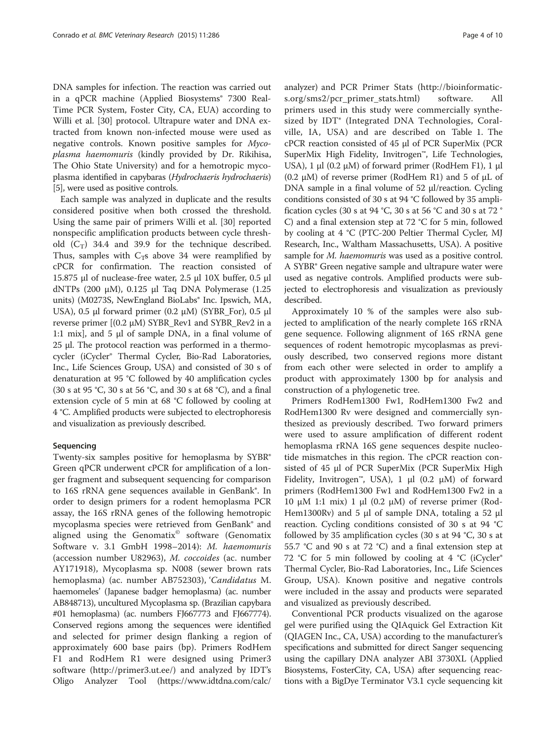DNA samples for infection. The reaction was carried out in a qPCR machine (Applied Biosystems® 7300 Real-Time PCR System, Foster City, CA, EUA) according to Willi et al. [30] protocol. Ultrapure water and DNA extracted from known non-infected mouse were used as negative controls. Known positive samples for *Mycoplasma haemomuris* (kindly provided by Dr. Rikihisa, The Ohio State University) and for a hemotropic mycoplasma identified in capybaras (*Hydrochaeris hydrochaeris*) [5], were used as positive controls.

Each sample was analyzed in duplicate and the results considered positive when both crossed the threshold. Using the same pair of primers Willi et al. [30] reported nonspecific amplification products between cycle threshold ($C_T$) 34.4 and 39.9 for the technique described. Thus, samples with $C_T$s above 34 were reamplified by cPCR for confirmation. The reaction consisted of 15.875 μl of nuclease-free water, 2.5 μl 10X buffer, 0.5 μl dNTPs (200 μM), 0.125 μl Taq DNA Polymerase (1.25 units) (M0273S, NewEngland BioLabs® Inc. Ipswich, MA, USA), 0.5 μl forward primer (0.2 μM) (SYBR_For), 0.5 μl reverse primer [(0.2 μM) SYBR_Rev1 and SYBR_Rev2 in a 1:1 mix], and 5 μl of sample DNA, in a final volume of 25 μl. The protocol reaction was performed in a thermocycler (iCycler® Thermal Cycler, Bio-Rad Laboratories, Inc., Life Sciences Group, USA) and consisted of 30 s of denaturation at 95 °C followed by 40 amplification cycles (30 s at 95 °C, 30 s at 56 °C, and 30 s at 68 °C), and a final extension cycle of 5 min at 68 °C followed by cooling at 4 °C. Amplified products were subjected to electrophoresis and visualization as previously described.

### Sequencing

Twenty-six samples positive for hemoplasma by SYBR® Green qPCR underwent cPCR for amplification of a longer fragment and subsequent sequencing for comparison to 16S rRNA gene sequences available in GenBank®. In order to design primers for a rodent hemoplasma PCR assay, the 16S rRNA genes of the following hemotropic mycoplasma species were retrieved from GenBank® and aligned using the Genomatix© software (Genomatix Software v. 3.1 GmbH 1998–2014): *M. haemomuris* (accession number U82963), *M. coccoides* (ac. number AY171918), Mycoplasma sp. N008 (sewer brown rats hemoplasma) (ac. number AB752303), '*Candidatus* M. haemomeles' (Japanese badger hemoplasma) (ac. number AB848713), uncultured Mycoplasma sp. (Brazilian capybara #01 hemoplasma) (ac. numbers FJ667773 and FJ667774). Conserved regions among the sequences were identified and selected for primer design flanking a region of approximately 600 base pairs (bp). Primers RodHem F1 and RodHem R1 were designed using Primer3 software (http://primer3.ut.ee/) and analyzed by IDT's Oligo Analyzer Tool (https://www.idtdna.com/calc/analyzer) and PCR Primer Stats (http://bioinformatics.org/sms2/pcr_primer_stats.html) software. All primers used in this study were commercially synthesized by IDT® (Integrated DNA Technologies, Coralville, IA, USA) and are described on Table 1. The cPCR reaction consisted of 45 μl of PCR SuperMix (PCR SuperMix High Fidelity, Invitrogen™, Life Technologies, USA), 1 μl (0.2 μM) of forward primer (RodHem F1), 1 μl (0.2 μM) of reverse primer (RodHem R1) and 5 of μL of DNA sample in a final volume of 52 μl/reaction. Cycling conditions consisted of 30 s at 94 °C followed by 35 amplification cycles (30 s at 94 °C, 30 s at 56 °C and 30 s at 72 °C) and a final extension step at 72 °C for 5 min, followed by cooling at 4 °C (PTC-200 Peltier Thermal Cycler, MJ Research, Inc., Waltham Massachusetts, USA). A positive sample for *M. haemomuris* was used as a positive control. A SYBR® Green negative sample and ultrapure water were used as negative controls. Amplified products were subjected to electrophoresis and visualization as previously described.

Approximately 10 % of the samples were also subjected to amplification of the nearly complete 16S rRNA gene sequence. Following alignment of 16S rRNA gene sequences of rodent hemotropic mycoplasmas as previously described, two conserved regions more distant from each other were selected in order to amplify a product with approximately 1300 bp for analysis and construction of a phylogenetic tree.

Primers RodHem1300 Fw1, RodHem1300 Fw2 and RodHem1300 Rv were designed and commercially synthesized as previously described. Two forward primers were used to assure amplification of different rodent hemoplasma rRNA 16S gene sequences despite nucleotide mismatches in this region. The cPCR reaction consisted of 45 μl of PCR SuperMix (PCR SuperMix High Fidelity, Invitrogen™, USA), 1 μl (0.2 μM) of forward primers (RodHem1300 Fw1 and RodHem1300 Fw2 in a 10 μM 1:1 mix) 1 μl (0.2 μM) of reverse primer (RodHem1300Rv) and 5 μl of sample DNA, totaling a 52 μl reaction. Cycling conditions consisted of 30 s at 94 °C followed by 35 amplification cycles (30 s at 94 °C, 30 s at 55.7 °C and 90 s at 72 °C) and a final extension step at 72 °C for 5 min followed by cooling at 4 °C (iCycler® Thermal Cycler, Bio-Rad Laboratories, Inc., Life Sciences Group, USA). Known positive and negative controls were included in the assay and products were separated and visualized as previously described.

Conventional PCR products visualized on the agarose gel were purified using the QIAquick Gel Extraction Kit (QIAGEN Inc., CA, USA) according to the manufacturer's specifications and submitted for direct Sanger sequencing using the capillary DNA analyzer ABI 3730XL (Applied Biosystems, FosterCity, CA, USA) after sequencing reactions with a BigDye Terminator V3.1 cycle sequencing kit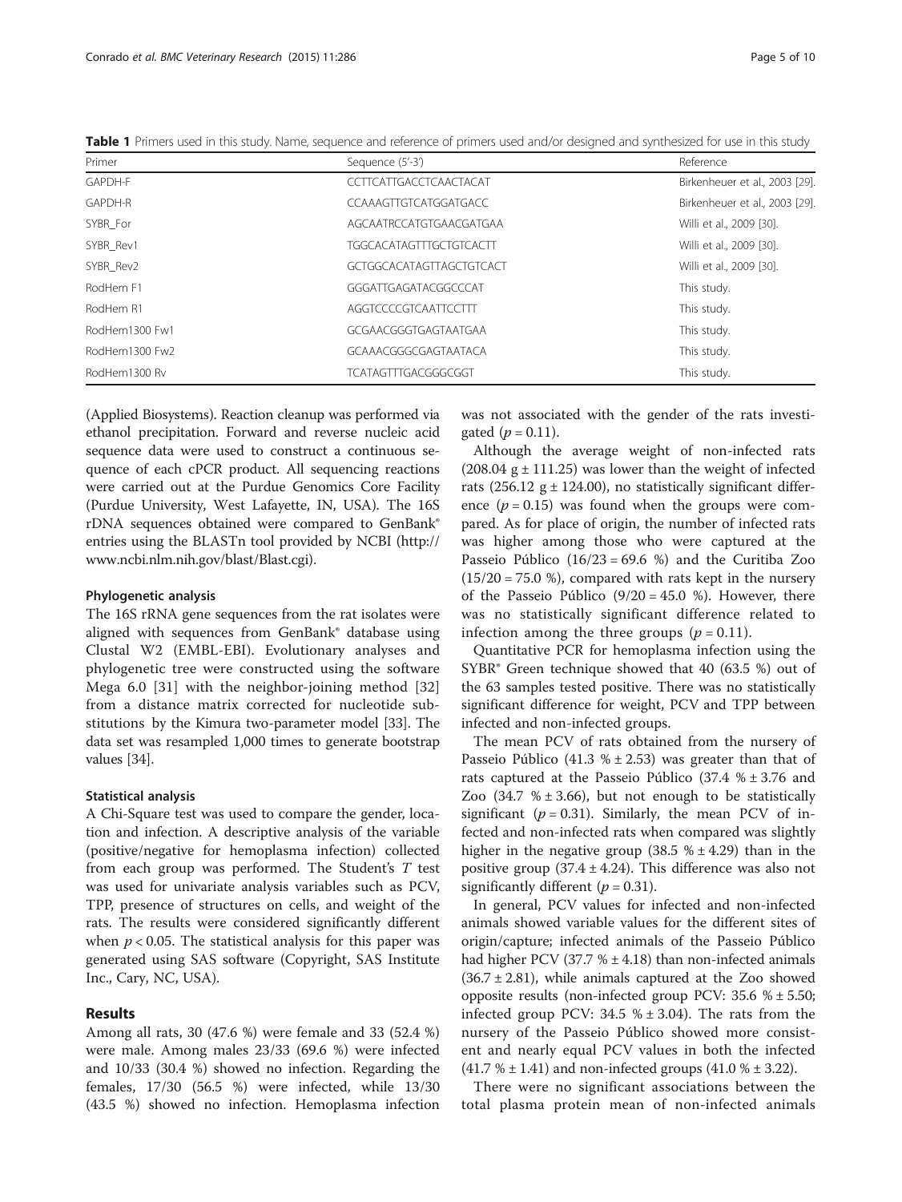**Table 1** Primers used in this study. Name, sequence and reference of primers used and/or designed and synthesized for use in this study

| Primer | Sequence (5'-3') | Reference |
|---|---|---|
| GAPDH-F | CCTTCATTGACCTCAACTACAT | Birkenheuer et al., 2003 [29]. |
| GAPDH-R | CCAAAGTTGTCATGGATGACC | Birkenheuer et al., 2003 [29]. |
| SYBR_For | AGCAATRCCATGTGAACGATGAA | Willi et al., 2009 [30]. |
| SYBR_Rev1 | TGGCACATAGTTTGCTGTCACTT | Willi et al., 2009 [30]. |
| SYBR_Rev2 | GCTGGCACATAGTTAGCTGTCACT | Willi et al., 2009 [30]. |
| RodHem F1 | GGGATTGAGATACGGCCCAT | This study. |
| RodHem R1 | AGGTCCCCGTCAATTCCTTT | This study. |
| RodHem1300 Fw1 | GCGAACGGGTGAGTAATGAA | This study. |
| RodHem1300 Fw2 | GCAAACGGGCGAGTAATACA | This study. |
| RodHem1300 Rv | TCATAGTTTGACGGGCGGT | This study. |

(Applied Biosystems). Reaction cleanup was performed via ethanol precipitation. Forward and reverse nucleic acid sequence data were used to construct a continuous sequence of each cPCR product. All sequencing reactions were carried out at the Purdue Genomics Core Facility (Purdue University, West Lafayette, IN, USA). The 16S rDNA sequences obtained were compared to GenBank® entries using the BLASTn tool provided by NCBI (http://www.ncbi.nlm.nih.gov/blast/Blast.cgi).

#### Phylogenetic analysis

The 16S rRNA gene sequences from the rat isolates were aligned with sequences from GenBank® database using Clustal W2 (EMBL-EBI). Evolutionary analyses and phylogenetic tree were constructed using the software Mega 6.0 [31] with the neighbor-joining method [32] from a distance matrix corrected for nucleotide substitutions by the Kimura two-parameter model [33]. The data set was resampled 1,000 times to generate bootstrap values [34].

#### Statistical analysis

A Chi-Square test was used to compare the gender, location and infection. A descriptive analysis of the variable (positive/negative for hemoplasma infection) collected from each group was performed. The Student's $T$ test was used for univariate analysis variables such as PCV, TPP, presence of structures on cells, and weight of the rats. The results were considered significantly different when $p < 0.05$. The statistical analysis for this paper was generated using SAS software (Copyright, SAS Institute Inc., Cary, NC, USA).

## Results

Among all rats, 30 (47.6 %) were female and 33 (52.4 %) were male. Among males 23/33 (69.6 %) were infected and 10/33 (30.4 %) showed no infection. Regarding the females, 17/30 (56.5 %) were infected, while 13/30 (43.5 %) showed no infection. Hemoplasma infection was not associated with the gender of the rats investigated ($p = 0.11$).

Although the average weight of non-infected rats (208.04 g ± 111.25) was lower than the weight of infected rats (256.12 g ± 124.00), no statistically significant difference ($p = 0.15$) was found when the groups were compared. As for place of origin, the number of infected rats was higher among those who were captured at the Passeio Público (16/23 = 69.6 %) and the Curitiba Zoo (15/20 = 75.0 %), compared with rats kept in the nursery of the Passeio Público (9/20 = 45.0 %). However, there was no statistically significant difference related to infection among the three groups ($p = 0.11$).

Quantitative PCR for hemoplasma infection using the SYBR® Green technique showed that 40 (63.5 %) out of the 63 samples tested positive. There was no statistically significant difference for weight, PCV and TPP between infected and non-infected groups.

The mean PCV of rats obtained from the nursery of Passeio Público (41.3 % ± 2.53) was greater than that of rats captured at the Passeio Público (37.4 % ± 3.76 and Zoo (34.7 % ± 3.66), but not enough to be statistically significant ($p = 0.31$). Similarly, the mean PCV of infected and non-infected rats when compared was slightly higher in the negative group (38.5 % ± 4.29) than in the positive group (37.4 ± 4.24). This difference was also not significantly different ($p = 0.31$).

In general, PCV values for infected and non-infected animals showed variable values for the different sites of origin/capture; infected animals of the Passeio Público had higher PCV (37.7 % ± 4.18) than non-infected animals (36.7 ± 2.81), while animals captured at the Zoo showed opposite results (non-infected group PCV: 35.6 % ± 5.50; infected group PCV: 34.5 % ± 3.04). The rats from the nursery of the Passeio Público showed more consistent and nearly equal PCV values in both the infected (41.7 % ± 1.41) and non-infected groups (41.0 % ± 3.22).

There were no significant associations between the total plasma protein mean of non-infected animals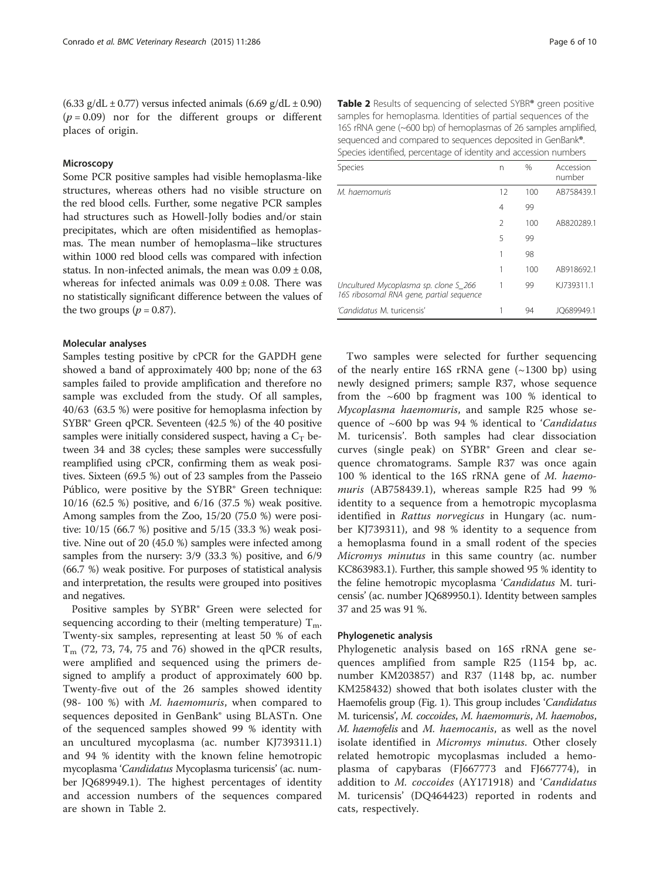(6.33 g/dL ± 0.77) versus infected animals (6.69 g/dL ± 0.90) ($p = 0.09$) nor for the different groups or different places of origin.

#### Microscopy

Some PCR positive samples had visible hemoplasma-like structures, whereas others had no visible structure on the red blood cells. Further, some negative PCR samples had structures such as Howell-Jolly bodies and/or stain precipitates, which are often misidentified as hemoplasmas. The mean number of hemoplasma–like structures within 1000 red blood cells was compared with infection status. In non-infected animals, the mean was 0.09 ± 0.08, whereas for infected animals was 0.09 ± 0.08. There was no statistically significant difference between the values of the two groups ($p = 0.87$).

#### Molecular analyses

Samples testing positive by cPCR for the GAPDH gene showed a band of approximately 400 bp; none of the 63 samples failed to provide amplification and therefore no sample was excluded from the study. Of all samples, 40/63 (63.5 %) were positive for hemoplasma infection by SYBR® Green qPCR. Seventeen (42.5 %) of the 40 positive samples were initially considered suspect, having a $C_T$ between 34 and 38 cycles; these samples were successfully reamplified using cPCR, confirming them as weak positives. Sixteen (69.5 %) out of 23 samples from the Passeio Público, were positive by the SYBR® Green technique: 10/16 (62.5 %) positive, and 6/16 (37.5 %) weak positive. Among samples from the Zoo, 15/20 (75.0 %) were positive: 10/15 (66.7 %) positive and 5/15 (33.3 %) weak positive. Nine out of 20 (45.0 %) samples were infected among samples from the nursery: 3/9 (33.3 %) positive, and 6/9 (66.7 %) weak positive. For purposes of statistical analysis and interpretation, the results were grouped into positives and negatives.

Positive samples by SYBR® Green were selected for sequencing according to their (melting temperature) $T_m$. Twenty-six samples, representing at least 50 % of each $T_m$ (72, 73, 74, 75 and 76) showed in the qPCR results, were amplified and sequenced using the primers designed to amplify a product of approximately 600 bp. Twenty-five out of the 26 samples showed identity (98- 100 %) with *M. haemomuris*, when compared to sequences deposited in GenBank® using BLASTn. One of the sequenced samples showed 99 % identity with an uncultured mycoplasma (ac. number KJ739311.1) and 94 % identity with the known feline hemotropic mycoplasma '*Candidatus* Mycoplasma turicensis' (ac. number JQ689949.1). The highest percentages of identity and accession numbers of the sequences compared are shown in Table 2.

**Table 2** Results of sequencing of selected SYBR® green positive samples for hemoplasma. Identities of partial sequences of the 16S rRNA gene (~600 bp) of hemoplasmas of 26 samples amplified, sequenced and compared to sequences deposited in GenBank®. Species identified, percentage of identity and accession numbers

| Species | n | % | Accession number |
|---|---|---|---|
| *M. haemomuris* | 12 | 100 | AB758439.1 |
| | 4 | 99 | |
| | 2 | 100 | AB820289.1 |
| | 5 | 99 | |
| | 1 | 98 | |
| | 1 | 100 | AB918692.1 |
| *Uncultured Mycoplasma sp. clone S_266 16S ribosomal RNA gene, partial sequence* | 1 | 99 | KJ739311.1 |
| *'Candidatus* M. turicensis' | 1 | 94 | JQ689949.1 |

Two samples were selected for further sequencing of the nearly entire 16S rRNA gene (~1300 bp) using newly designed primers; sample R37, whose sequence from the ~600 bp fragment was 100 % identical to *Mycoplasma haemomuris*, and sample R25 whose sequence of ~600 bp was 94 % identical to '*Candidatus* M. turicensis'. Both samples had clear dissociation curves (single peak) on SYBR® Green and clear sequence chromatograms. Sample R37 was once again 100 % identical to the 16S rRNA gene of *M. haemomuris* (AB758439.1), whereas sample R25 had 99 % identity to a sequence from a hemotropic mycoplasma identified in *Rattus norvegicus* in Hungary (ac. number KJ739311), and 98 % identity to a sequence from a hemoplasma found in a small rodent of the species *Micromys minutus* in this same country (ac. number KC863983.1). Further, this sample showed 95 % identity to the feline hemotropic mycoplasma '*Candidatus* M. turicensis' (ac. number JQ689950.1). Identity between samples 37 and 25 was 91 %.

#### Phylogenetic analysis

Phylogenetic analysis based on 16S rRNA gene sequences amplified from sample R25 (1154 bp, ac. number KM203857) and R37 (1148 bp, ac. number KM258432) showed that both isolates cluster with the Haemofelis group (Fig. 1). This group includes '*Candidatus* M. turicensis', *M. coccoides*, *M. haemomuris*, *M. haemobos*, *M. haemofelis* and *M. haemocanis*, as well as the novel isolate identified in *Micromys minutus*. Other closely related hemotropic mycoplasmas included a hemoplasma of capybaras (FJ667773 and FJ667774), in addition to *M. coccoides* (AY171918) and '*Candidatus* M. turicensis' (DQ464423) reported in rodents and cats, respectively.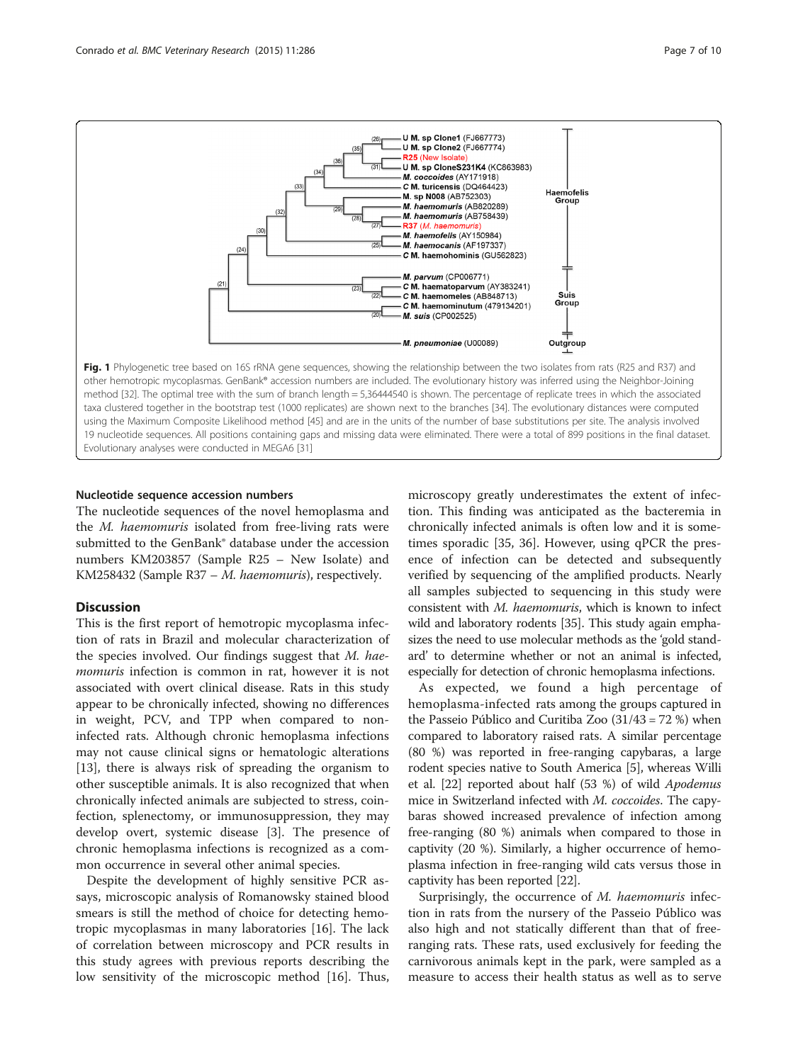**Fig. 1** Phylogenetic tree based on 16S rRNA gene sequences, showing the relationship between the two isolates from rats (R25 and R37) and other hemotropic mycoplasmas. GenBank® accession numbers are included. The evolutionary history was inferred using the Neighbor-Joining method [32]. The optimal tree with the sum of branch length = 5,36444540 is shown. The percentage of replicate trees in which the associated taxa clustered together in the bootstrap test (1000 replicates) are shown next to the branches [34]. The evolutionary distances were computed using the Maximum Composite Likelihood method [45] and are in the units of the number of base substitutions per site. The analysis involved 19 nucleotide sequences. All positions containing gaps and missing data were eliminated. There were a total of 899 positions in the final dataset. Evolutionary analyses were conducted in MEGA6 [31]

### Nucleotide sequence accession numbers

The nucleotide sequences of the novel hemoplasma and the *M. haemomuris* isolated from free-living rats were submitted to the GenBank® database under the accession numbers KM203857 (Sample R25 – New Isolate) and KM258432 (Sample R37 – *M. haemomuris*), respectively.

## Discussion

This is the first report of hemotropic mycoplasma infection of rats in Brazil and molecular characterization of the species involved. Our findings suggest that *M. haemomuris* infection is common in rat, however it is not associated with overt clinical disease. Rats in this study appear to be chronically infected, showing no differences in weight, PCV, and TPP when compared to non-infected rats. Although chronic hemoplasma infections may not cause clinical signs or hematologic alterations [13], there is always risk of spreading the organism to other susceptible animals. It is also recognized that when chronically infected animals are subjected to stress, coinfection, splenectomy, or immunosuppression, they may develop overt, systemic disease [3]. The presence of chronic hemoplasma infections is recognized as a common occurrence in several other animal species.

Despite the development of highly sensitive PCR assays, microscopic analysis of Romanowsky stained blood smears is still the method of choice for detecting hemotropic mycoplasmas in many laboratories [16]. The lack of correlation between microscopy and PCR results in this study agrees with previous reports describing the low sensitivity of the microscopic method [16]. Thus, microscopy greatly underestimates the extent of infection. This finding was anticipated as the bacteremia in chronically infected animals is often low and it is sometimes sporadic [35, 36]. However, using qPCR the presence of infection can be detected and subsequently verified by sequencing of the amplified products. Nearly all samples subjected to sequencing in this study were consistent with *M. haemomuris*, which is known to infect wild and laboratory rodents [35]. This study again emphasizes the need to use molecular methods as the 'gold standard' to determine whether or not an animal is infected, especially for detection of chronic hemoplasma infections.

As expected, we found a high percentage of hemoplasma-infected rats among the groups captured in the Passeio Público and Curitiba Zoo (31/43 = 72 %) when compared to laboratory raised rats. A similar percentage (80 %) was reported in free-ranging capybaras, a large rodent species native to South America [5], whereas Willi et al. [22] reported about half (53 %) of wild *Apodemus* mice in Switzerland infected with *M. coccoides*. The capybaras showed increased prevalence of infection among free-ranging (80 %) animals when compared to those in captivity (20 %). Similarly, a higher occurrence of hemoplasma infection in free-ranging wild cats versus those in captivity has been reported [22].

Surprisingly, the occurrence of *M. haemomuris* infection in rats from the nursery of the Passeio Público was also high and not statically different than that of free-ranging rats. These rats, used exclusively for feeding the carnivorous animals kept in the park, were sampled as a measure to access their health status as well as to serve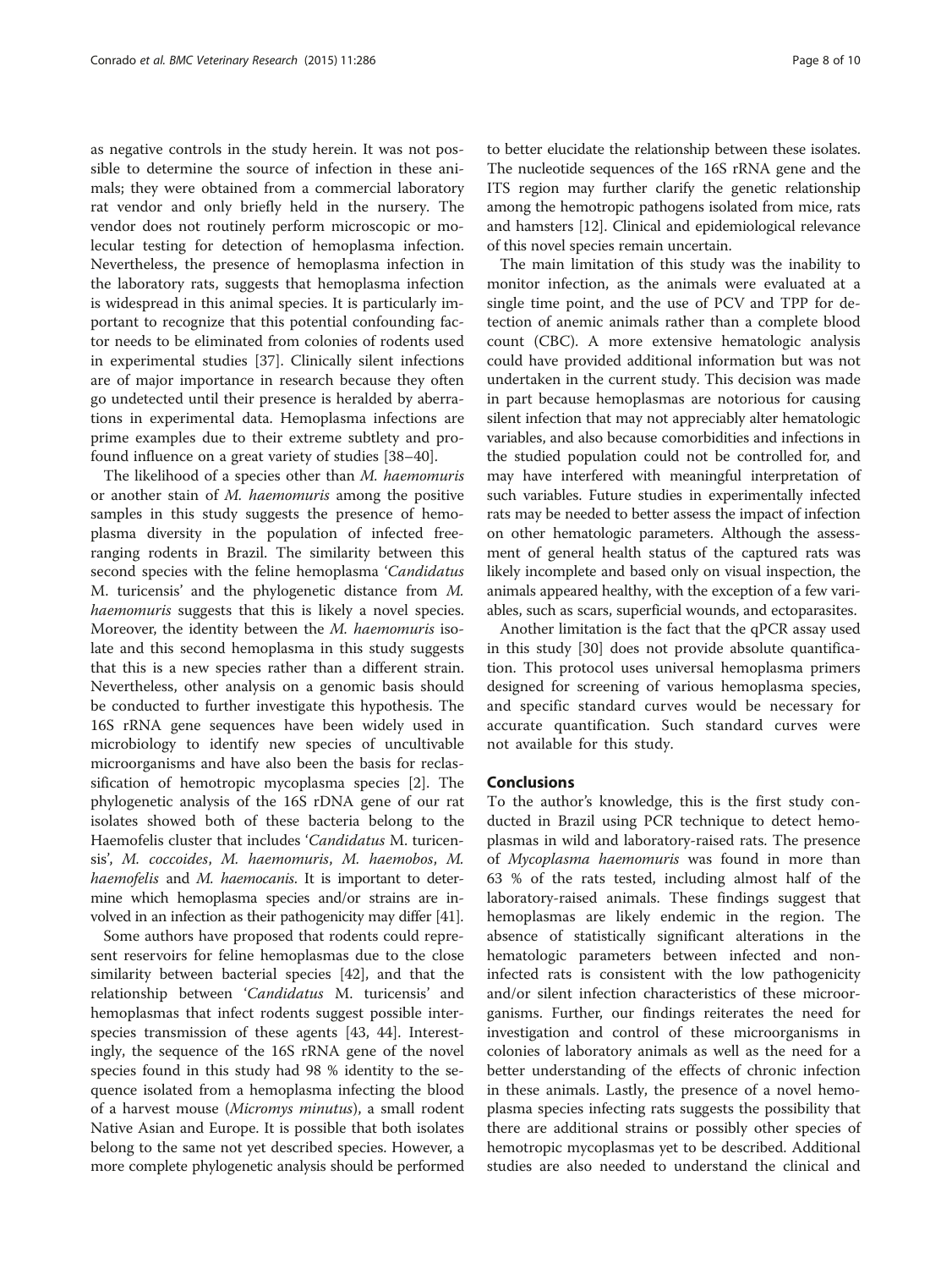as negative controls in the study herein. It was not possible to determine the source of infection in these animals; they were obtained from a commercial laboratory rat vendor and only briefly held in the nursery. The vendor does not routinely perform microscopic or molecular testing for detection of hemoplasma infection. Nevertheless, the presence of hemoplasma infection in the laboratory rats, suggests that hemoplasma infection is widespread in this animal species. It is particularly important to recognize that this potential confounding factor needs to be eliminated from colonies of rodents used in experimental studies [37]. Clinically silent infections are of major importance in research because they often go undetected until their presence is heralded by aberrations in experimental data. Hemoplasma infections are prime examples due to their extreme subtlety and profound influence on a great variety of studies [38–40].

The likelihood of a species other than *M. haemomuris* or another stain of *M. haemomuris* among the positive samples in this study suggests the presence of hemoplasma diversity in the population of infected free-ranging rodents in Brazil. The similarity between this second species with the feline hemoplasma '*Candidatus* M. turicensis' and the phylogenetic distance from *M. haemomuris* suggests that this is likely a novel species. Moreover, the identity between the *M. haemomuris* isolate and this second hemoplasma in this study suggests that this is a new species rather than a different strain. Nevertheless, other analysis on a genomic basis should be conducted to further investigate this hypothesis. The 16S rRNA gene sequences have been widely used in microbiology to identify new species of uncultivable microorganisms and have also been the basis for reclassification of hemotropic mycoplasma species [2]. The phylogenetic analysis of the 16S rDNA gene of our rat isolates showed both of these bacteria belong to the Haemofelis cluster that includes '*Candidatus* M. turicensis', *M. coccoides*, *M. haemomuris*, *M. haemobos*, *M. haemofelis* and *M. haemocanis*. It is important to determine which hemoplasma species and/or strains are involved in an infection as their pathogenicity may differ [41].

Some authors have proposed that rodents could represent reservoirs for feline hemoplasmas due to the close similarity between bacterial species [42], and that the relationship between '*Candidatus* M. turicensis' and hemoplasmas that infect rodents suggest possible interspecies transmission of these agents [43, 44]. Interestingly, the sequence of the 16S rRNA gene of the novel species found in this study had 98 % identity to the sequence isolated from a hemoplasma infecting the blood of a harvest mouse (*Micromys minutus*), a small rodent Native Asian and Europe. It is possible that both isolates belong to the same not yet described species. However, a more complete phylogenetic analysis should be performed to better elucidate the relationship between these isolates. The nucleotide sequences of the 16S rRNA gene and the ITS region may further clarify the genetic relationship among the hemotropic pathogens isolated from mice, rats and hamsters [12]. Clinical and epidemiological relevance of this novel species remain uncertain.

The main limitation of this study was the inability to monitor infection, as the animals were evaluated at a single time point, and the use of PCV and TPP for detection of anemic animals rather than a complete blood count (CBC). A more extensive hematologic analysis could have provided additional information but was not undertaken in the current study. This decision was made in part because hemoplasmas are notorious for causing silent infection that may not appreciably alter hematologic variables, and also because comorbidities and infections in the studied population could not be controlled for, and may have interfered with meaningful interpretation of such variables. Future studies in experimentally infected rats may be needed to better assess the impact of infection on other hematologic parameters. Although the assessment of general health status of the captured rats was likely incomplete and based only on visual inspection, the animals appeared healthy, with the exception of a few variables, such as scars, superficial wounds, and ectoparasites.

Another limitation is the fact that the qPCR assay used in this study [30] does not provide absolute quantification. This protocol uses universal hemoplasma primers designed for screening of various hemoplasma species, and specific standard curves would be necessary for accurate quantification. Such standard curves were not available for this study.

## Conclusions

To the author's knowledge, this is the first study conducted in Brazil using PCR technique to detect hemoplasmas in wild and laboratory-raised rats. The presence of *Mycoplasma haemomuris* was found in more than 63 % of the rats tested, including almost half of the laboratory-raised animals. These findings suggest that hemoplasmas are likely endemic in the region. The absence of statistically significant alterations in the hematologic parameters between infected and non-infected rats is consistent with the low pathogenicity and/or silent infection characteristics of these microorganisms. Further, our findings reiterates the need for investigation and control of these microorganisms in colonies of laboratory animals as well as the need for a better understanding of the effects of chronic infection in these animals. Lastly, the presence of a novel hemoplasma species infecting rats suggests the possibility that there are additional strains or possibly other species of hemotropic mycoplasmas yet to be described. Additional studies are also needed to understand the clinical and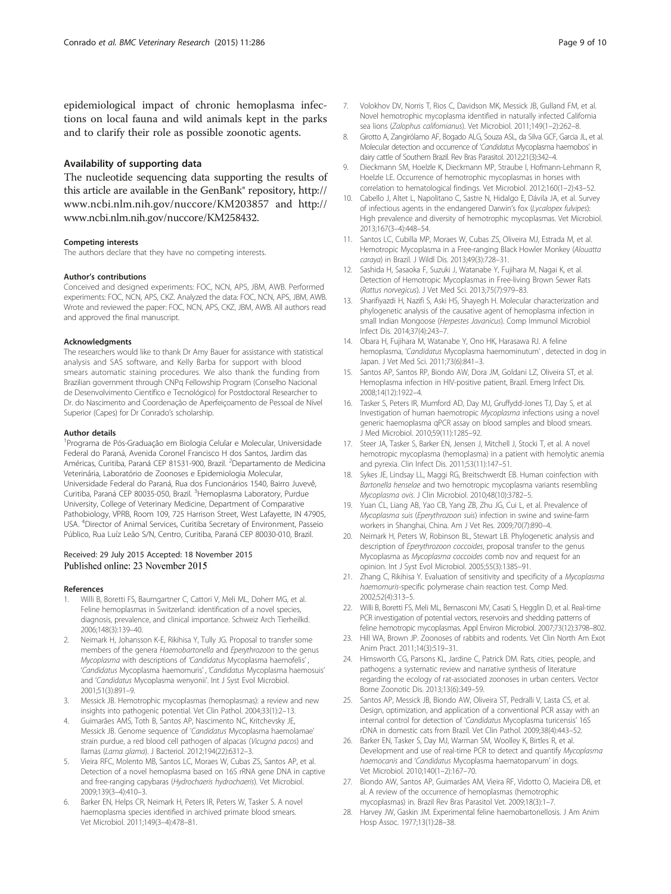epidemiological impact of chronic hemoplasma infections on local fauna and wild animals kept in the parks and to clarify their role as possible zoonotic agents.

## Availability of supporting data

The nucleotide sequencing data supporting the results of this article are available in the GenBank® repository, http://www.ncbi.nlm.nih.gov/nuccore/KM203857 and http://www.ncbi.nlm.nih.gov/nuccore/KM258432.

#### Competing interests

The authors declare that they have no competing interests.

#### Author's contributions

Conceived and designed experiments: FOC, NCN, APS, JBM, AWB. Performed experiments: FOC, NCN, APS, CKZ. Analyzed the data: FOC, NCN, APS, JBM, AWB. Wrote and reviewed the paper: FOC, NCN, APS, CKZ, JBM, AWB. All authors read and approved the final manuscript.

#### Acknowledgments

The researchers would like to thank Dr Amy Bauer for assistance with statistical analysis and SAS software, and Kelly Barba for support with blood smears automatic staining procedures. We also thank the funding from Brazilian government through CNPq Fellowship Program (Conselho Nacional de Desenvolvimento Científico e Tecnológico) for Postdoctoral Researcher to Dr. do Nascimento and Coordenação de Aperfeiçoamento de Pessoal de Nível Superior (Capes) for Dr Conrado's scholarship.

#### Author details

[1]Programa de Pós-Graduação em Biologia Celular e Molecular, Universidade Federal do Paraná, Avenida Coronel Francisco H dos Santos, Jardim das Américas, Curitiba, Paraná CEP 81531-900, Brazil. [2]Departamento de Medicina Veterinária, Laboratório de Zoonoses e Epidemiologia Molecular, Universidade Federal do Paraná, Rua dos Funcionários 1540, Bairro Juvevê, Curitiba, Paraná CEP 80035-050, Brazil. [3]Hemoplasma Laboratory, Purdue University, College of Veterinary Medicine, Department of Comparative Pathobiology, VPRB, Room 109, 725 Harrison Street, West Lafayette, IN 47905, USA. [4]Director of Animal Services, Curitiba Secretary of Environment, Passeio Público, Rua Luíz Leão S/N, Centro, Curitiba, Paraná CEP 80030-010, Brazil.

Received: 29 July 2015 Accepted: 18 November 2015
Published online: 23 November 2015

#### References

1. Willi B, Boretti FS, Baumgartner C, Cattori V, Meli ML, Doherr MG, et al. Feline hemoplasmas in Switzerland: identification of a novel species, diagnosis, prevalence, and clinical importance. Schweiz Arch Tierheilkd. 2006;148(3):139–40.
2. Neimark H, Johansson K-E, Rikihisa Y, Tully JG. Proposal to transfer some members of the genera *Haemobartonella* and *Eperythrozoon* to the genus *Mycoplasma* with descriptions of '*Candidatus* Mycoplasma haemofelis', '*Candidatus* Mycoplasma haemomuris', '*Candidatus* Mycoplasma haemosuis' and '*Candidatus* Mycoplasma wenyonii'. Int J Syst Evol Microbiol. 2001;51(3):891–9.
3. Messick JB. Hemotrophic mycoplasmas (hemoplasmas): a review and new insights into pathogenic potential. Vet Clin Pathol. 2004;33(1):2–13.
4. Guimarães AMS, Toth B, Santos AP, Nascimento NC, Kritchevsky JE, Messick JB. Genome sequence of '*Candidatus* Mycoplasma haemolamae' strain purdue, a red blood cell pathogen of alpacas (*Vicugna pacos*) and llamas (*Lama glama*). J Bacteriol. 2012;194(22):6312–3.
5. Vieira RFC, Molento MB, Santos LC, Moraes W, Cubas ZS, Santos AP, et al. Detection of a novel hemoplasma based on 16S rRNA gene DNA in captive and free-ranging capybaras (*Hydrochaeris hydrochaeris*). Vet Microbiol. 2009;139(3–4):410–3.
6. Barker EN, Helps CR, Neimark H, Peters IR, Peters W, Tasker S. A novel haemoplasma species identified in archived primate blood smears. Vet Microbiol. 2011;149(3–4):478–81.
7. Volokhov DV, Norris T, Rios C, Davidson MK, Messick JB, Gulland FM, et al. Novel hemotrophic mycoplasma identified in naturally infected California sea lions (*Zalophus californianus*). Vet Microbiol. 2011;149(1–2):262–8.
8. Girotto A, Zangirólamo AF, Bogado ALG, Souza ASL, da Silva GCF, Garcia JL, et al. Molecular detection and occurrence of '*Candidatus* Mycoplasma haemobos' in dairy cattle of Southern Brazil. Rev Bras Parasitol. 2012;21(3):342–4.
9. Dieckmann SM, Hoelzle K, Dieckmann MP, Straube I, Hofmann-Lehmann R, Hoelzle LE. Occurrence of hemotrophic mycoplasmas in horses with correlation to hematological findings. Vet Microbiol. 2012;160(1–2):43–52.
10. Cabello J, Altet L, Napolitano C, Sastre N, Hidalgo E, Dávila JA, et al. Survey of infectious agents in the endangered Darwin's fox (*Lycalopex fulvipes*): High prevalence and diversity of hemotrophic mycoplasmas. Vet Microbiol. 2013;167(3–4):448–54.
11. Santos LC, Cubilla MP, Moraes W, Cubas ZS, Oliveira MJ, Estrada M, et al. Hemotropic Mycoplasma in a Free-ranging Black Howler Monkey (*Alouatta caraya*) in Brazil. J Wildl Dis. 2013;49(3):728–31.
12. Sashida H, Sasaoka F, Suzuki J, Watanabe Y, Fujihara M, Nagai K, et al. Detection of Hemotropic Mycoplasmas in Free-living Brown Sewer Rats (*Rattus norvegicus*). J Vet Med Sci. 2013;75(7):979–83.
13. Sharifiyazdi H, Nazifi S, Aski HS, Shayegh H. Molecular characterization and phylogenetic analysis of the causative agent of hemoplasma infection in small Indian Mongoose (*Herpestes Javanicus*). Comp Immunol Microbiol Infect Dis. 2014;37(4):243–7.
14. Obara H, Fujihara M, Watanabe Y, Ono HK, Harasawa RJ. A feline hemoplasma, '*Candidatus* Mycoplasma haemominutum', detected in dog in Japan. J Vet Med Sci. 2011;73(6):841–3.
15. Santos AP, Santos RP, Biondo AW, Dora JM, Goldani LZ, Oliveira ST, et al. Hemoplasma infection in HIV-positive patient, Brazil. Emerg Infect Dis. 2008;14(12):1922–4.
16. Tasker S, Peters IR, Mumford AD, Day MJ, Gruffydd-Jones TJ, Day S, et al. Investigation of human haemotropic *Mycoplasma* infections using a novel generic haemoplasma qPCR assay on blood samples and blood smears. J Med Microbiol. 2010;59(11):1285–92.
17. Steer JA, Tasker S, Barker EN, Jensen J, Mitchell J, Stocki T, et al. A novel hemotropic mycoplasma (hemoplasma) in a patient with hemolytic anemia and pyrexia. Clin Infect Dis. 2011;53(11):147–51.
18. Sykes JE, Lindsay LL, Maggi RG, Breitschwerdt EB. Human coinfection with *Bartonella henselae* and two hemotropic mycoplasma variants resembling *Mycoplasma ovis*. J Clin Microbiol. 2010;48(10):3782–5.
19. Yuan CL, Liang AB, Yao CB, Yang ZB, Zhu JG, Cui L, et al. Prevalence of *Mycoplasma suis* (*Eperythrozoon suis*) infection in swine and swine-farm workers in Shanghai, China. Am J Vet Res. 2009;70(7):890–4.
20. Neimark H, Peters W, Robinson BL, Stewart LB. Phylogenetic analysis and description of *Eperythrozoon coccoides*, proposal transfer to the genus Mycoplasma as *Mycoplasma coccoides* comb nov and request for an opinion. Int J Syst Evol Microbiol. 2005;55(3):1385–91.
21. Zhang C, Rikihisa Y. Evaluation of sensitivity and specificity of a *Mycoplasma haemomuris*-specific polymerase chain reaction test. Comp Med. 2002;52(4):313–5.
22. Willi B, Boretti FS, Meli ML, Bernasconi MV, Casati S, Hegglin D, et al. Real-time PCR investigation of potential vectors, reservoirs and shedding patterns of feline hemotropic mycoplasmas. Appl Environ Microbiol. 2007;73(12):3798–802.
23. Hill WA, Brown JP. Zoonoses of rabbits and rodents. Vet Clin North Am Exot Anim Pract. 2011;14(3):519–31.
24. Himsworth CG, Parsons KL, Jardine C, Patrick DM. Rats, cities, people, and pathogens: a systematic review and narrative synthesis of literature regarding the ecology of rat-associated zoonoses in urban centers. Vector Borne Zoonotic Dis. 2013;13(6):349–59.
25. Santos AP, Messick JB, Biondo AW, Oliveira ST, Pedralli V, Lasta CS, et al. Design, optimization, and application of a conventional PCR assay with an internal control for detection of '*Candidatus* Mycoplasma turicensis' 16S rDNA in domestic cats from Brazil. Vet Clin Pathol. 2009;38(4):443–52.
26. Barker EN, Tasker S, Day MJ, Warman SM, Woolley K, Birtles R, et al. Development and use of real-time PCR to detect and quantify *Mycoplasma haemocanis* and '*Candidatus* Mycoplasma haematoparvum' in dogs. Vet Microbiol. 2010;140(1–2):167–70.
27. Biondo AW, Santos AP, Guimarães AM, Vieira RF, Vidotto O, Macieira DB, et al. A review of the occurrence of hemoplasmas (hemotrophic mycoplasmas) in. Brazil Rev Bras Parasitol Vet. 2009;18(3):1–7.
28. Harvey JW, Gaskin JM. Experimental feline haemobartonellosis. J Am Anim Hosp Assoc. 1977;13(1):28–38.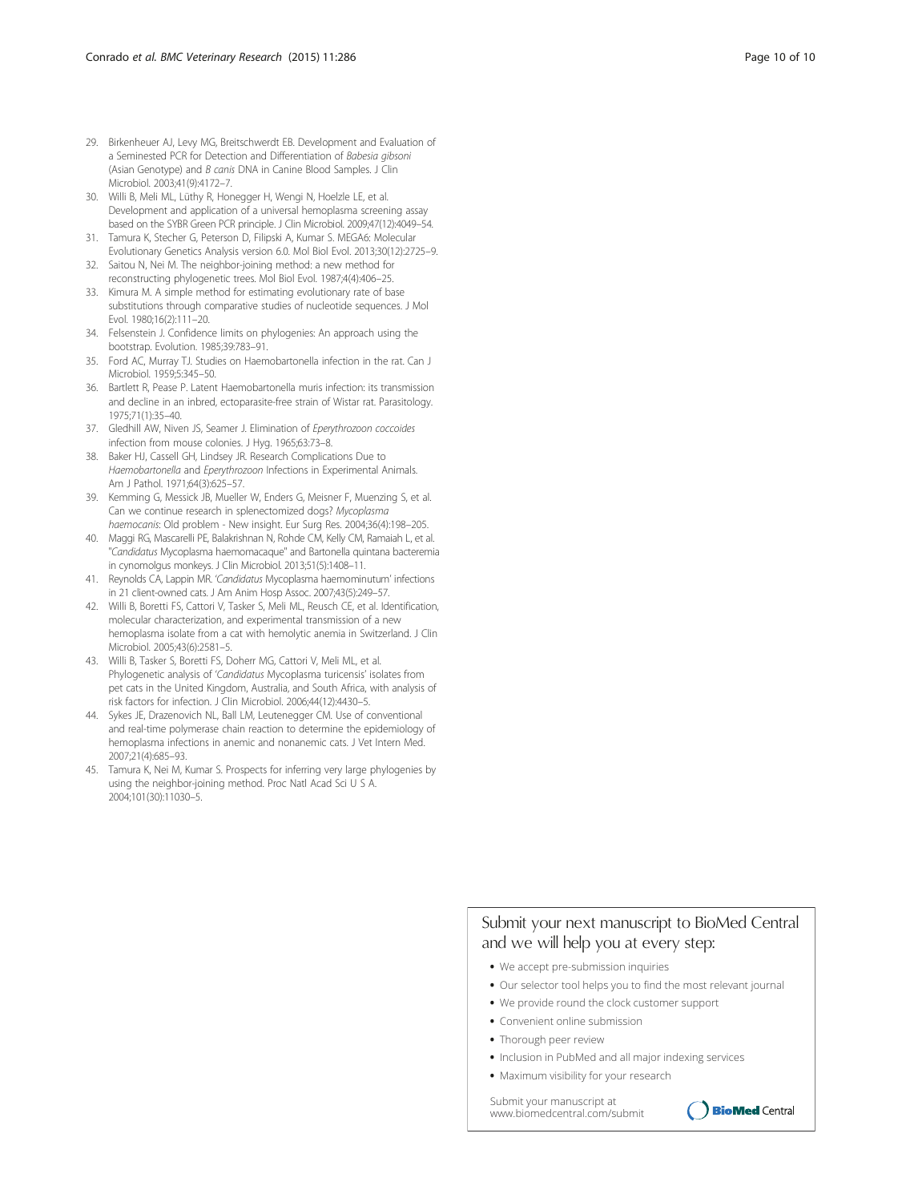29. Birkenheuer AJ, Levy MG, Breitschwerdt EB. Development and Evaluation of a Seminested PCR for Detection and Differentiation of *Babesia gibsoni* (Asian Genotype) and *B canis* DNA in Canine Blood Samples. J Clin Microbiol. 2003;41(9):4172–7.
30. Willi B, Meli ML, Lüthy R, Honegger H, Wengi N, Hoelzle LE, et al. Development and application of a universal hemoplasma screening assay based on the SYBR Green PCR principle. J Clin Microbiol. 2009;47(12):4049–54.
31. Tamura K, Stecher G, Peterson D, Filipski A, Kumar S. MEGA6: Molecular Evolutionary Genetics Analysis version 6.0. Mol Biol Evol. 2013;30(12):2725–9.
32. Saitou N, Nei M. The neighbor-joining method: a new method for reconstructing phylogenetic trees. Mol Biol Evol. 1987;4(4):406–25.
33. Kimura M. A simple method for estimating evolutionary rate of base substitutions through comparative studies of nucleotide sequences. J Mol Evol. 1980;16(2):111–20.
34. Felsenstein J. Confidence limits on phylogenies: An approach using the bootstrap. Evolution. 1985;39:783–91.
35. Ford AC, Murray TJ. Studies on Haemobartonella infection in the rat. Can J Microbiol. 1959;5:345–50.
36. Bartlett R, Pease P. Latent Haemobartonella muris infection: its transmission and decline in an inbred, ectoparasite-free strain of Wistar rat. Parasitology. 1975;71(1):35–40.
37. Gledhill AW, Niven JS, Seamer J. Elimination of *Eperythrozoon coccoides* infection from mouse colonies. J Hyg. 1965;63:73–8.
38. Baker HJ, Cassell GH, Lindsey JR. Research Complications Due to *Haemobartonella* and *Eperythrozoon* Infections in Experimental Animals. Am J Pathol. 1971;64(3):625–57.
39. Kemming G, Messick JB, Mueller W, Enders G, Meisner F, Muenzing S, et al. Can we continue research in splenectomized dogs? *Mycoplasma haemocanis*: Old problem - New insight. Eur Surg Res. 2004;36(4):198–205.
40. Maggi RG, Mascarelli PE, Balakrishnan N, Rohde CM, Kelly CM, Ramaiah L, et al. "*Candidatus* Mycoplasma haemomacaque" and Bartonella quintana bacteremia in cynomolgus monkeys. J Clin Microbiol. 2013;51(5):1408–11.
41. Reynolds CA, Lappin MR. '*Candidatus* Mycoplasma haemominutum' infections in 21 client-owned cats. J Am Anim Hosp Assoc. 2007;43(5):249–57.
42. Willi B, Boretti FS, Cattori V, Tasker S, Meli ML, Reusch CE, et al. Identification, molecular characterization, and experimental transmission of a new hemoplasma isolate from a cat with hemolytic anemia in Switzerland. J Clin Microbiol. 2005;43(6):2581–5.
43. Willi B, Tasker S, Boretti FS, Doherr MG, Cattori V, Meli ML, et al. Phylogenetic analysis of '*Candidatus* Mycoplasma turicensis' isolates from pet cats in the United Kingdom, Australia, and South Africa, with analysis of risk factors for infection. J Clin Microbiol. 2006;44(12):4430–5.
44. Sykes JE, Drazenovich NL, Ball LM, Leutenegger CM. Use of conventional and real-time polymerase chain reaction to determine the epidemiology of hemoplasma infections in anemic and nonanemic cats. J Vet Intern Med. 2007;21(4):685–93.
45. Tamura K, Nei M, Kumar S. Prospects for inferring very large phylogenies by using the neighbor-joining method. Proc Natl Acad Sci U S A. 2004;101(30):11030–5.

Submit your next manuscript to BioMed Central and we will help you at every step:

- We accept pre-submission inquiries
- Our selector tool helps you to find the most relevant journal
- We provide round the clock customer support
- Convenient online submission
- Thorough peer review
- Inclusion in PubMed and all major indexing services
- Maximum visibility for your research

Submit your manuscript at
www.biomedcentral.com/submit

BioMed Central